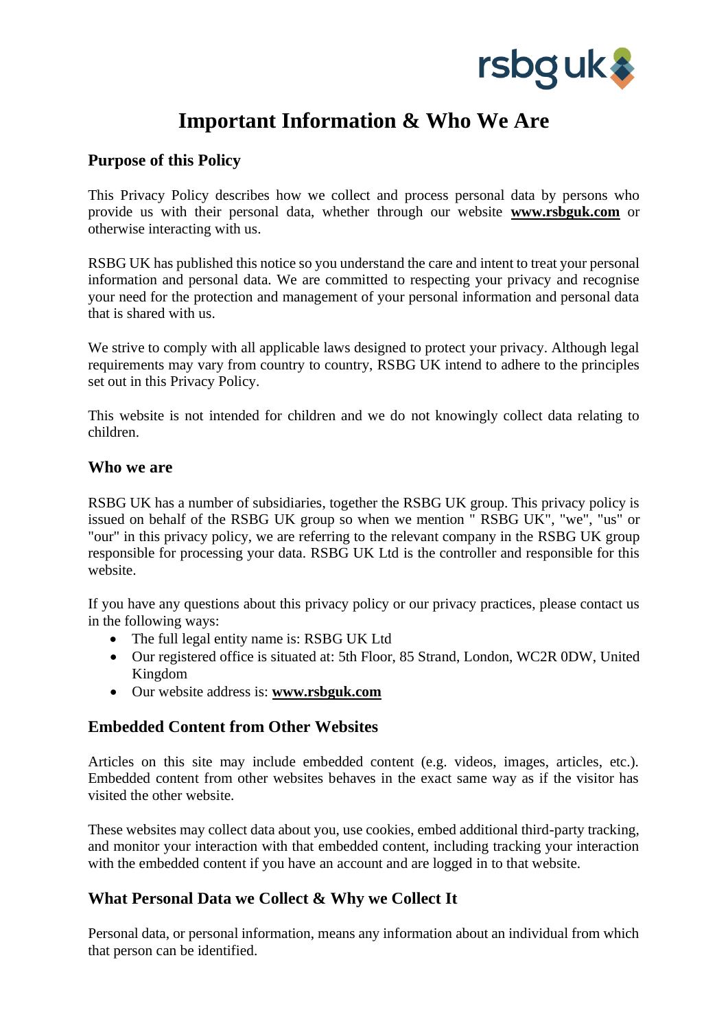# Important Information & Who We Are

## Purpose of this Policy

This Privacy Policy describes how we collect and process personal data by persons who provide us with their personal data, whether through our website **www.rsbguk.com** or otherwise interacting with us.

RSBG UK has published this notice so you understand the care and intent to treat your personal information and personal data. We are committed to respecting your privacy and recognise your need for the protection and management of your personal information and personal data that is shared with us.

We strive to comply with all applicable laws designed to protect your privacy. Although legal requirements may vary from country to country, RSBG UK intend to adhere to the principles set out in this Privacy Policy.

This website is not intended for children and we do not knowingly collect data relating to children.

## Who we are

RSBG UK has a number of subsidiaries, together the RSBG UK group. This privacy policy is issued on behalf of the RSBG UK group so when we mention " RSBG UK", "we", "us" or "our" in this privacy policy, we are referring to the relevant company in the RSBG UK group responsible for processing your data. RSBG UK Ltd is the controller and responsible for this website.

If you have any questions about this privacy policy or our privacy practices, please contact us in the following ways:

- The full legal entity name is: RSBG UK Ltd
- Our registered office is situated at: 5th Floor, 85 Strand, London, WC2R 0DW, United Kingdom
- Our website address is: **www.rsbguk.com**

## Embedded Content from Other Websites

Articles on this site may include embedded content (e.g. videos, images, articles, etc.). Embedded content from other websites behaves in the exact same way as if the visitor has visited the other website.

These websites may collect data about you, use cookies, embed additional third-party tracking, and monitor your interaction with that embedded content, including tracking your interaction with the embedded content if you have an account and are logged in to that website.

## What Personal Data we Collect & Why we Collect It

Personal data, or personal information, means any information about an individual from which that person can be identified.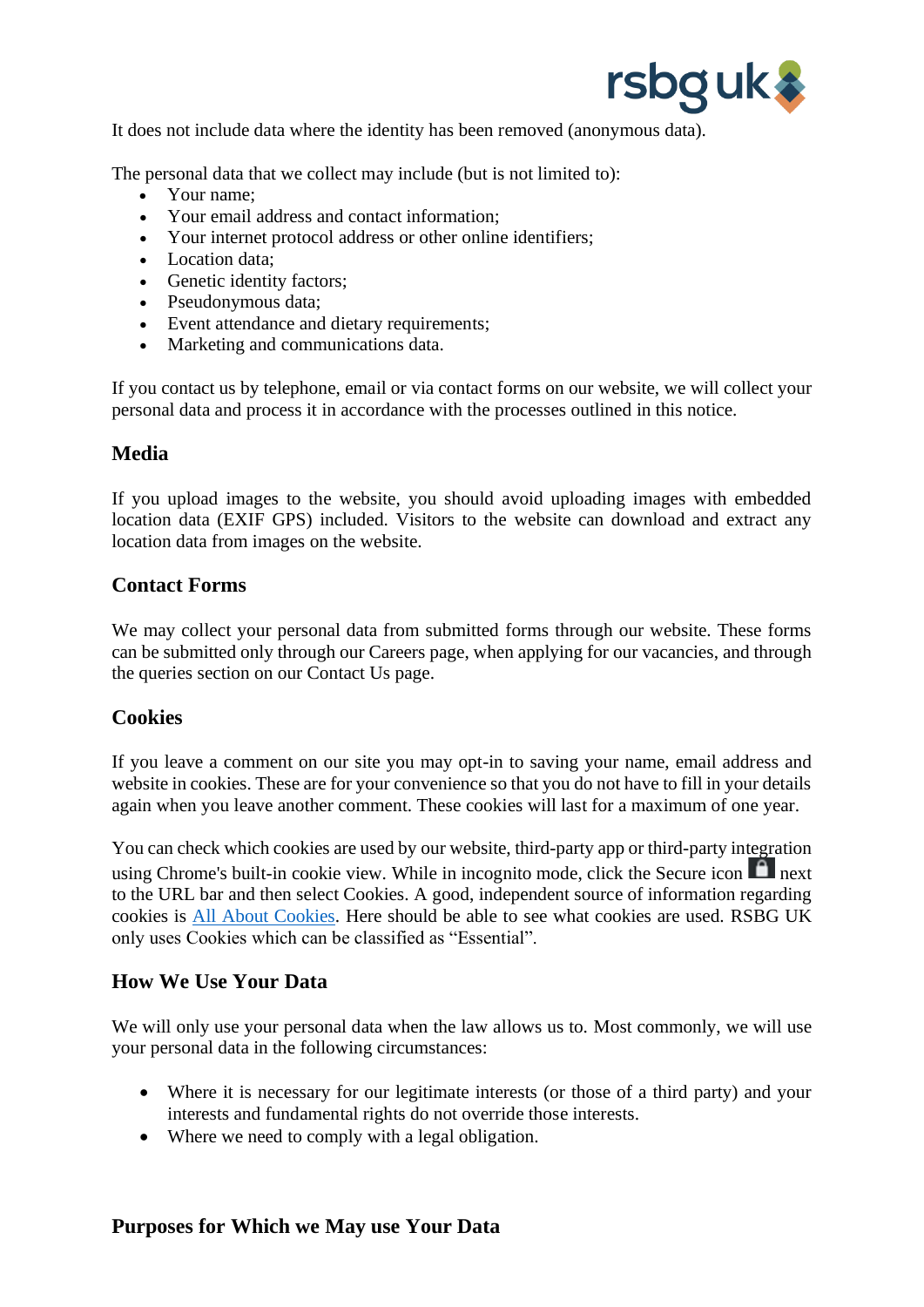It does not include data where the identity has been removed (anonymous data).

The personal data that we collect may include (but is not limited to):

- Your name;
- Your email address and contact information;
- Your internet protocol address or other online identifiers;
- Location data;
- Genetic identity factors;
- Pseudonymous data;
- Event attendance and dietary requirements;
- Marketing and communications data.

If you contact us by telephone, email or via contact forms on our website, we will collect your personal data and process it in accordance with the processes outlined in this notice.

## Media

If you upload images to the website, you should avoid uploading images with embedded location data (EXIF GPS) included. Visitors to the website can download and extract any location data from images on the website.

## Contact Forms

We may collect your personal data from submitted forms through our website. These forms can be submitted only through our Careers page, when applying for our vacancies, and through the queries section on our Contact Us page.

## Cookies

If you leave a comment on our site you may opt-in to saving your name, email address and website in cookies. These are for your convenience so that you do not have to fill in your details again when you leave another comment. These cookies will last for a maximum of one year.

You can check which cookies are used by our website, third-party app or third-party integration using Chrome's built-in cookie view. While in incognito mode, click the Secure icon next to the URL bar and then select Cookies. A good, independent source of information regarding cookies is All About Cookies. Here should be able to see what cookies are used. RSBG UK only uses Cookies which can be classified as "Essential".

## How We Use Your Data

We will only use your personal data when the law allows us to. Most commonly, we will use your personal data in the following circumstances:

- Where it is necessary for our legitimate interests (or those of a third party) and your interests and fundamental rights do not override those interests.
- Where we need to comply with a legal obligation.

## Purposes for Which we May use Your Data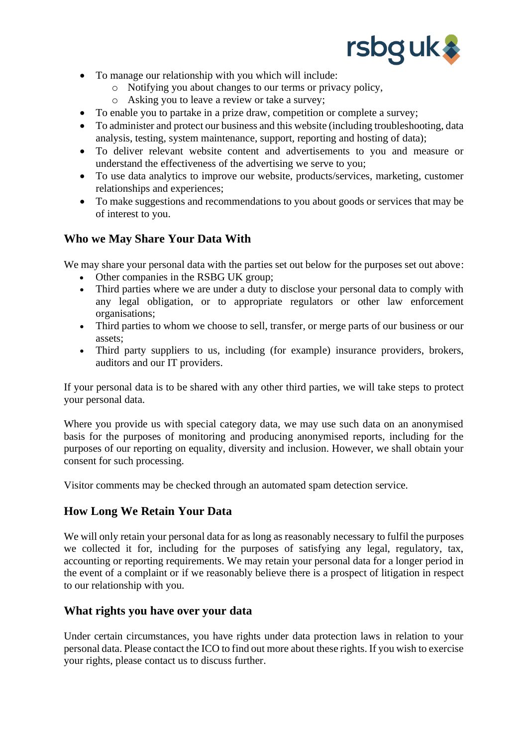- To manage our relationship with you which will include:
  - Notifying you about changes to our terms or privacy policy,
  - Asking you to leave a review or take a survey;
- To enable you to partake in a prize draw, competition or complete a survey;
- To administer and protect our business and this website (including troubleshooting, data analysis, testing, system maintenance, support, reporting and hosting of data);
- To deliver relevant website content and advertisements to you and measure or understand the effectiveness of the advertising we serve to you;
- To use data analytics to improve our website, products/services, marketing, customer relationships and experiences;
- To make suggestions and recommendations to you about goods or services that may be of interest to you.

## Who we May Share Your Data With

We may share your personal data with the parties set out below for the purposes set out above:

- Other companies in the RSBG UK group;
- Third parties where we are under a duty to disclose your personal data to comply with any legal obligation, or to appropriate regulators or other law enforcement organisations;
- Third parties to whom we choose to sell, transfer, or merge parts of our business or our assets;
- Third party suppliers to us, including (for example) insurance providers, brokers, auditors and our IT providers.

If your personal data is to be shared with any other third parties, we will take steps to protect your personal data.

Where you provide us with special category data, we may use such data on an anonymised basis for the purposes of monitoring and producing anonymised reports, including for the purposes of our reporting on equality, diversity and inclusion. However, we shall obtain your consent for such processing.

Visitor comments may be checked through an automated spam detection service.

## How Long We Retain Your Data

We will only retain your personal data for as long as reasonably necessary to fulfil the purposes we collected it for, including for the purposes of satisfying any legal, regulatory, tax, accounting or reporting requirements. We may retain your personal data for a longer period in the event of a complaint or if we reasonably believe there is a prospect of litigation in respect to our relationship with you.

## What rights you have over your data

Under certain circumstances, you have rights under data protection laws in relation to your personal data. Please contact the ICO to find out more about these rights. If you wish to exercise your rights, please contact us to discuss further.